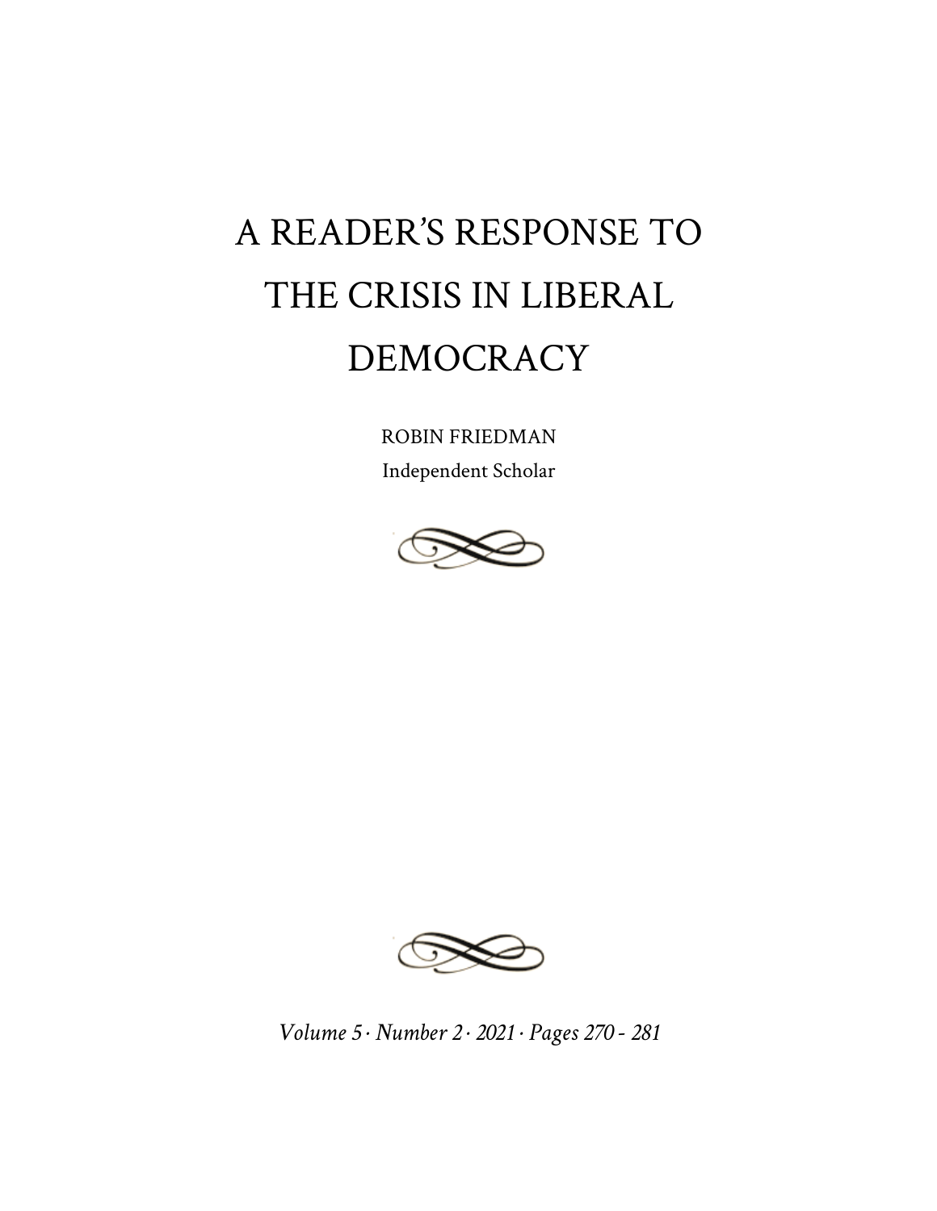# A READER'S RESPONSE TO THE CRISIS IN LIBERAL DEMOCRACY

ROBIN FRIEDMAN

Independent Scholar

*Volume 5 · Number 2 · 2021 · Pages 270 - 281*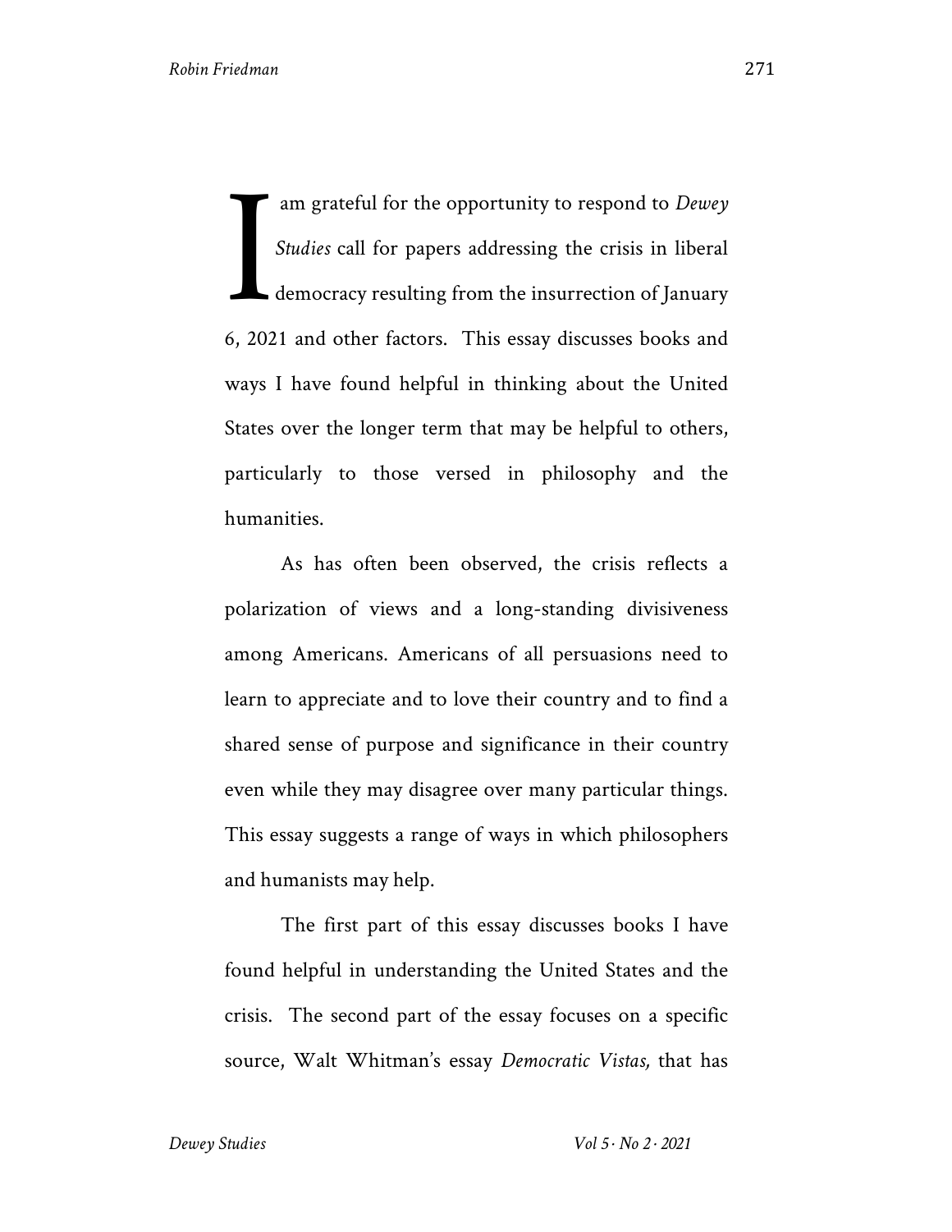I am grateful for the opportunity to respond to *Dewey Studies* call for papers addressing the crisis in liberal democracy resulting from the insurrection of January 6, 2021 and other factors. This essay discusses books and ways I have found helpful in thinking about the United States over the longer term that may be helpful to others, particularly to those versed in philosophy and the humanities.

As has often been observed, the crisis reflects a polarization of views and a long-standing divisiveness among Americans. Americans of all persuasions need to learn to appreciate and to love their country and to find a shared sense of purpose and significance in their country even while they may disagree over many particular things. This essay suggests a range of ways in which philosophers and humanists may help.

The first part of this essay discusses books I have found helpful in understanding the United States and the crisis. The second part of the essay focuses on a specific source, Walt Whitman's essay *Democratic Vistas,* that has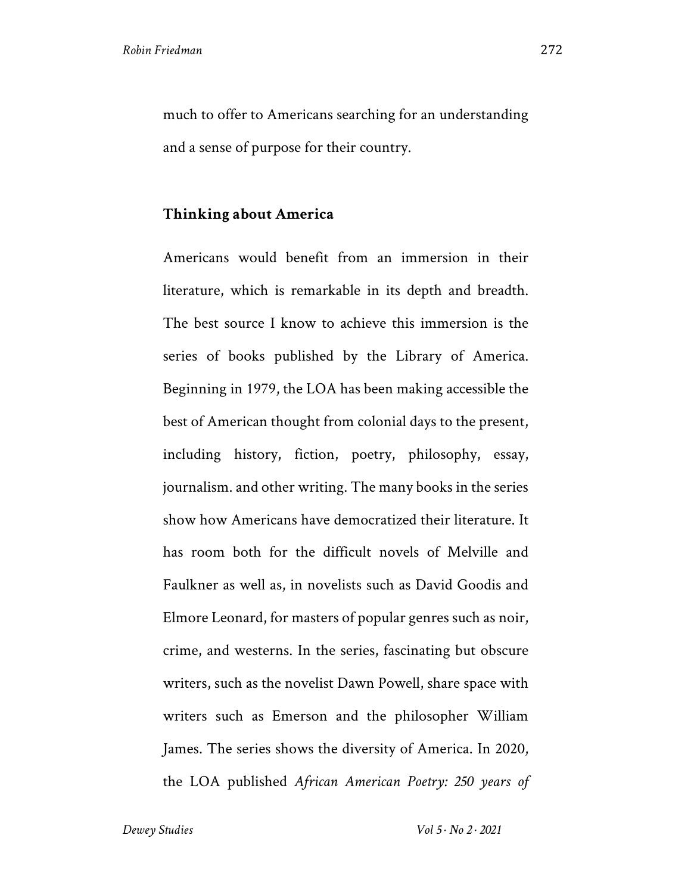much to offer to Americans searching for an understanding and a sense of purpose for their country.

## Thinking about America

Americans would benefit from an immersion in their literature, which is remarkable in its depth and breadth. The best source I know to achieve this immersion is the series of books published by the Library of America. Beginning in 1979, the LOA has been making accessible the best of American thought from colonial days to the present, including history, fiction, poetry, philosophy, essay, journalism. and other writing. The many books in the series show how Americans have democratized their literature. It has room both for the difficult novels of Melville and Faulkner as well as, in novelists such as David Goodis and Elmore Leonard, for masters of popular genres such as noir, crime, and westerns. In the series, fascinating but obscure writers, such as the novelist Dawn Powell, share space with writers such as Emerson and the philosopher William James. The series shows the diversity of America. In 2020, the LOA published *African American Poetry: 250 years of*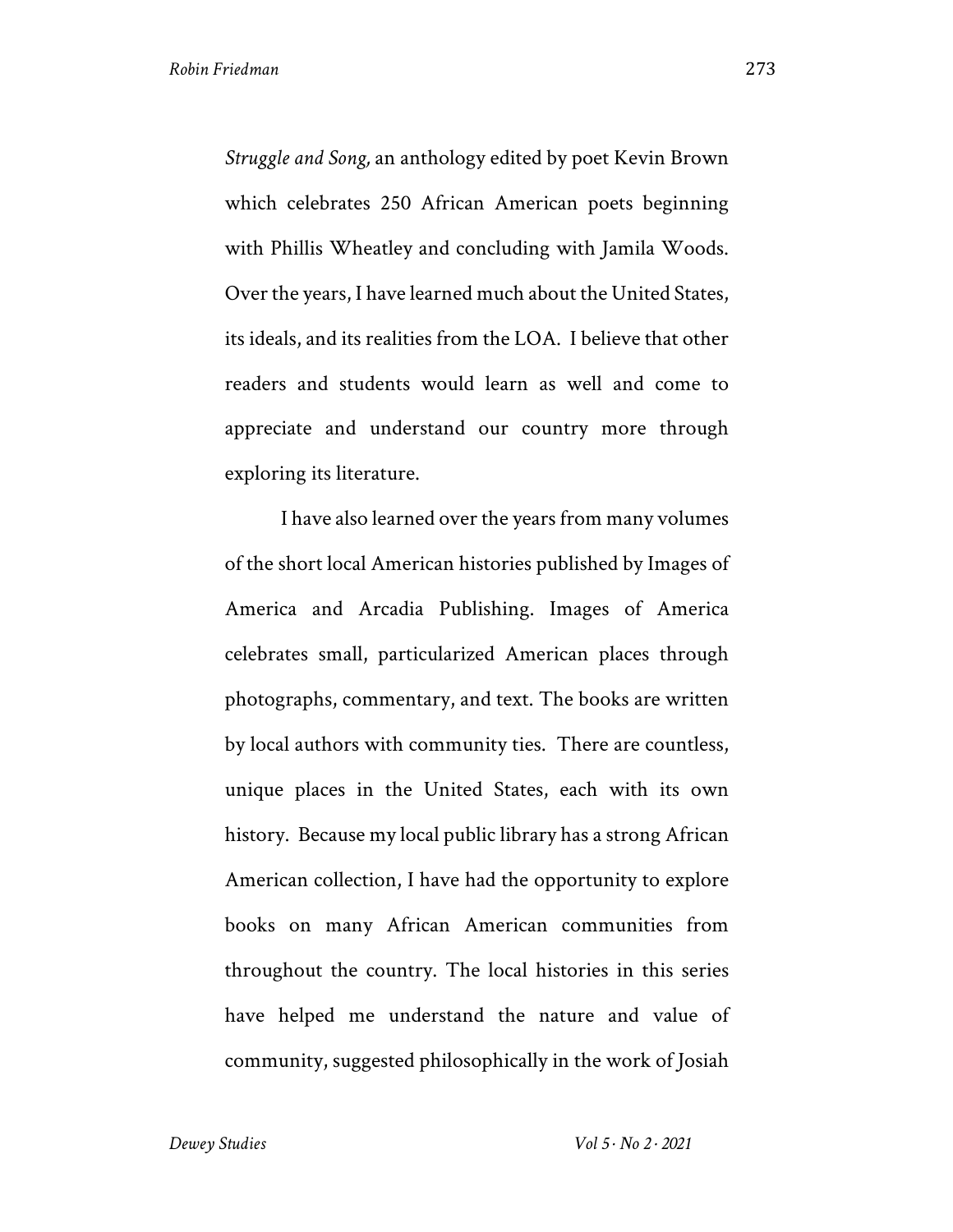*Struggle and Song,* an anthology edited by poet Kevin Brown which celebrates 250 African American poets beginning with Phillis Wheatley and concluding with Jamila Woods. Over the years, I have learned much about the United States, its ideals, and its realities from the LOA. I believe that other readers and students would learn as well and come to appreciate and understand our country more through exploring its literature.

I have also learned over the years from many volumes of the short local American histories published by Images of America and Arcadia Publishing. Images of America celebrates small, particularized American places through photographs, commentary, and text. The books are written by local authors with community ties. There are countless, unique places in the United States, each with its own history. Because my local public library has a strong African American collection, I have had the opportunity to explore books on many African American communities from throughout the country. The local histories in this series have helped me understand the nature and value of community, suggested philosophically in the work of Josiah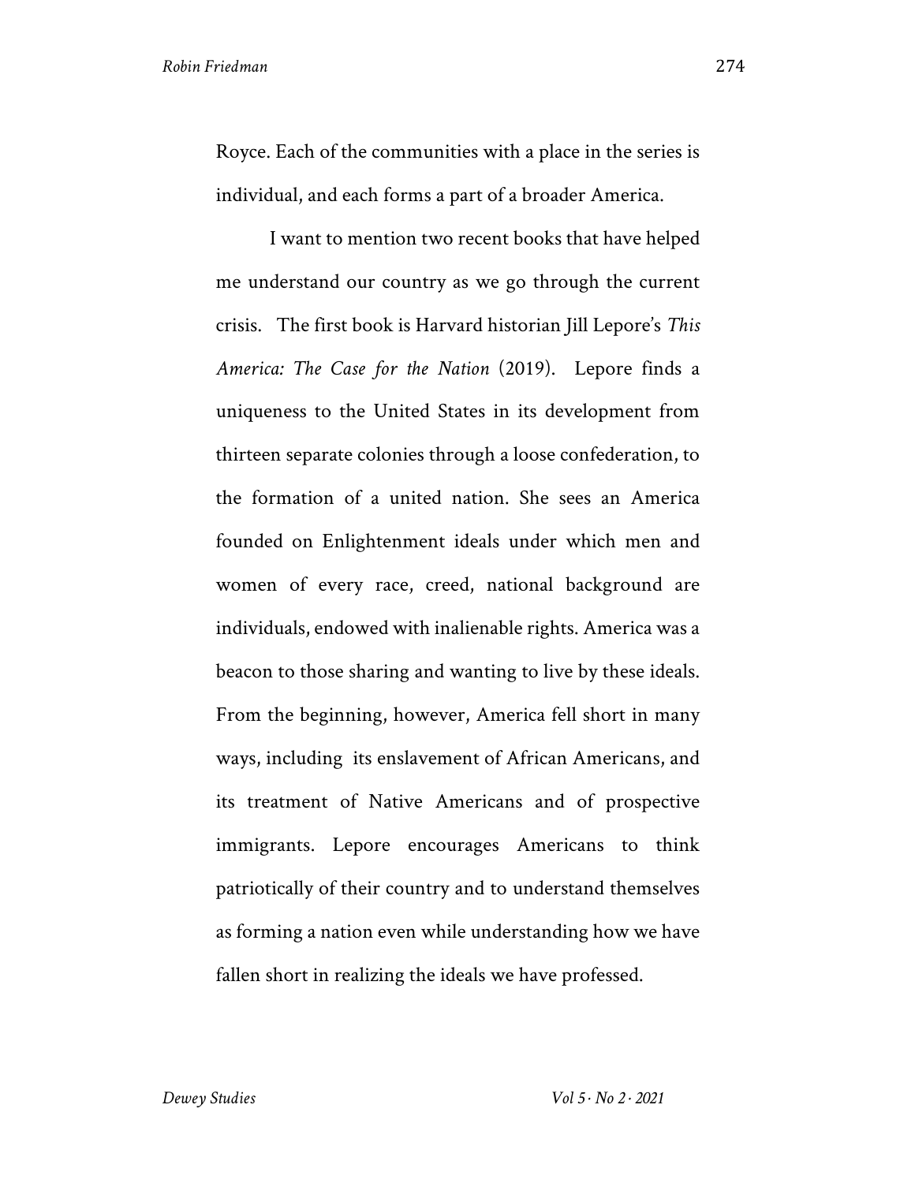Royce. Each of the communities with a place in the series is individual, and each forms a part of a broader America.

I want to mention two recent books that have helped me understand our country as we go through the current crisis. The first book is Harvard historian Jill Lepore's *This America: The Case for the Nation* (2019). Lepore finds a uniqueness to the United States in its development from thirteen separate colonies through a loose confederation, to the formation of a united nation. She sees an America founded on Enlightenment ideals under which men and women of every race, creed, national background are individuals, endowed with inalienable rights. America was a beacon to those sharing and wanting to live by these ideals. From the beginning, however, America fell short in many ways, including its enslavement of African Americans, and its treatment of Native Americans and of prospective immigrants. Lepore encourages Americans to think patriotically of their country and to understand themselves as forming a nation even while understanding how we have fallen short in realizing the ideals we have professed.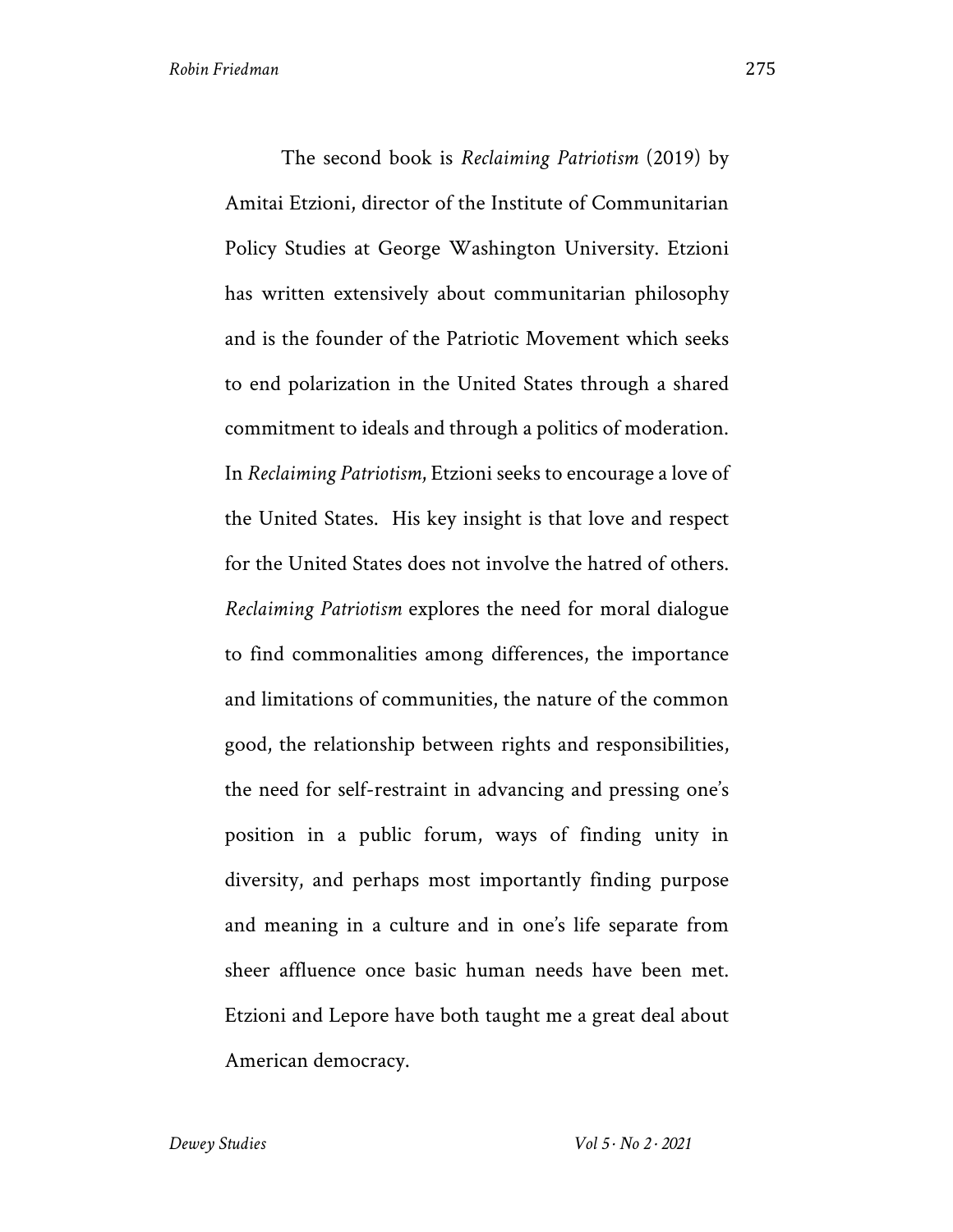The second book is *Reclaiming Patriotism* (2019) by Amitai Etzioni, director of the Institute of Communitarian Policy Studies at George Washington University. Etzioni has written extensively about communitarian philosophy and is the founder of the Patriotic Movement which seeks to end polarization in the United States through a shared commitment to ideals and through a politics of moderation. In *Reclaiming Patriotism*, Etzioni seeks to encourage a love of the United States. His key insight is that love and respect for the United States does not involve the hatred of others. *Reclaiming Patriotism* explores the need for moral dialogue to find commonalities among differences, the importance and limitations of communities, the nature of the common good, the relationship between rights and responsibilities, the need for self-restraint in advancing and pressing one's position in a public forum, ways of finding unity in diversity, and perhaps most importantly finding purpose and meaning in a culture and in one's life separate from sheer affluence once basic human needs have been met. Etzioni and Lepore have both taught me a great deal about American democracy.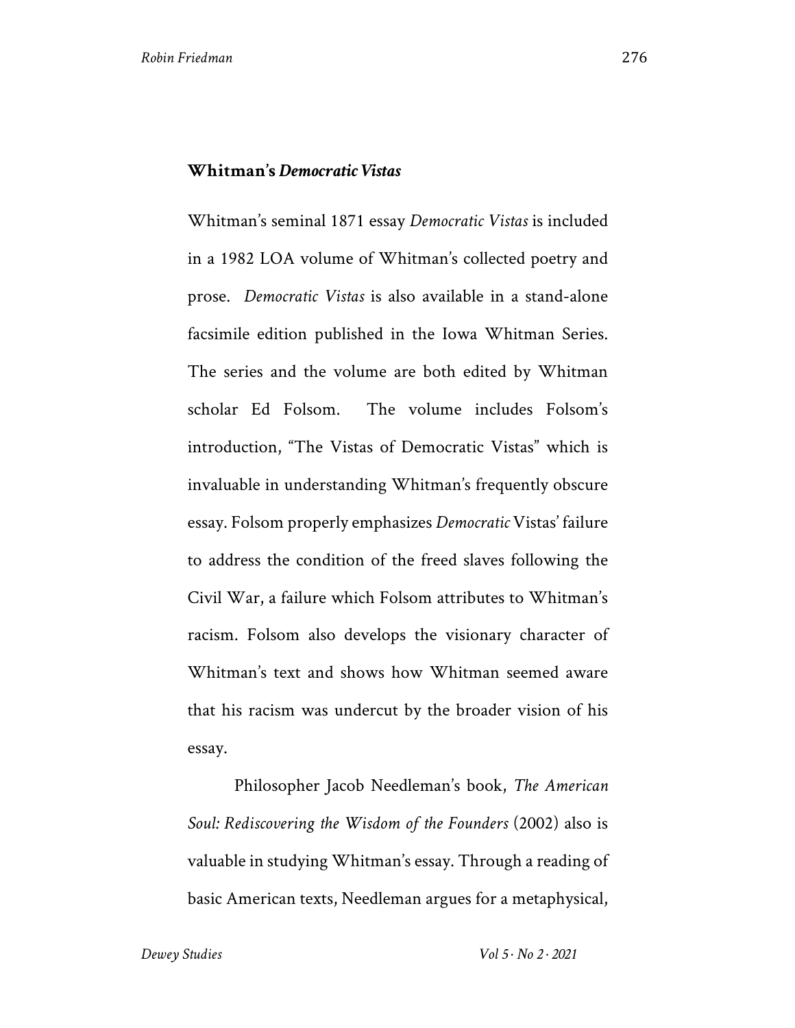### Whitman's *Democratic Vistas*

Whitman's seminal 1871 essay *Democratic Vistas* is included in a 1982 LOA volume of Whitman's collected poetry and prose. *Democratic Vistas* is also available in a stand-alone facsimile edition published in the Iowa Whitman Series. The series and the volume are both edited by Whitman scholar Ed Folsom. The volume includes Folsom's introduction, "The Vistas of Democratic Vistas" which is invaluable in understanding Whitman's frequently obscure essay. Folsom properly emphasizes *Democratic* Vistas' failure to address the condition of the freed slaves following the Civil War, a failure which Folsom attributes to Whitman's racism. Folsom also develops the visionary character of Whitman's text and shows how Whitman seemed aware that his racism was undercut by the broader vision of his essay.

Philosopher Jacob Needleman's book, *The American Soul: Rediscovering the Wisdom of the Founders* (2002) also is valuable in studying Whitman's essay. Through a reading of basic American texts, Needleman argues for a metaphysical,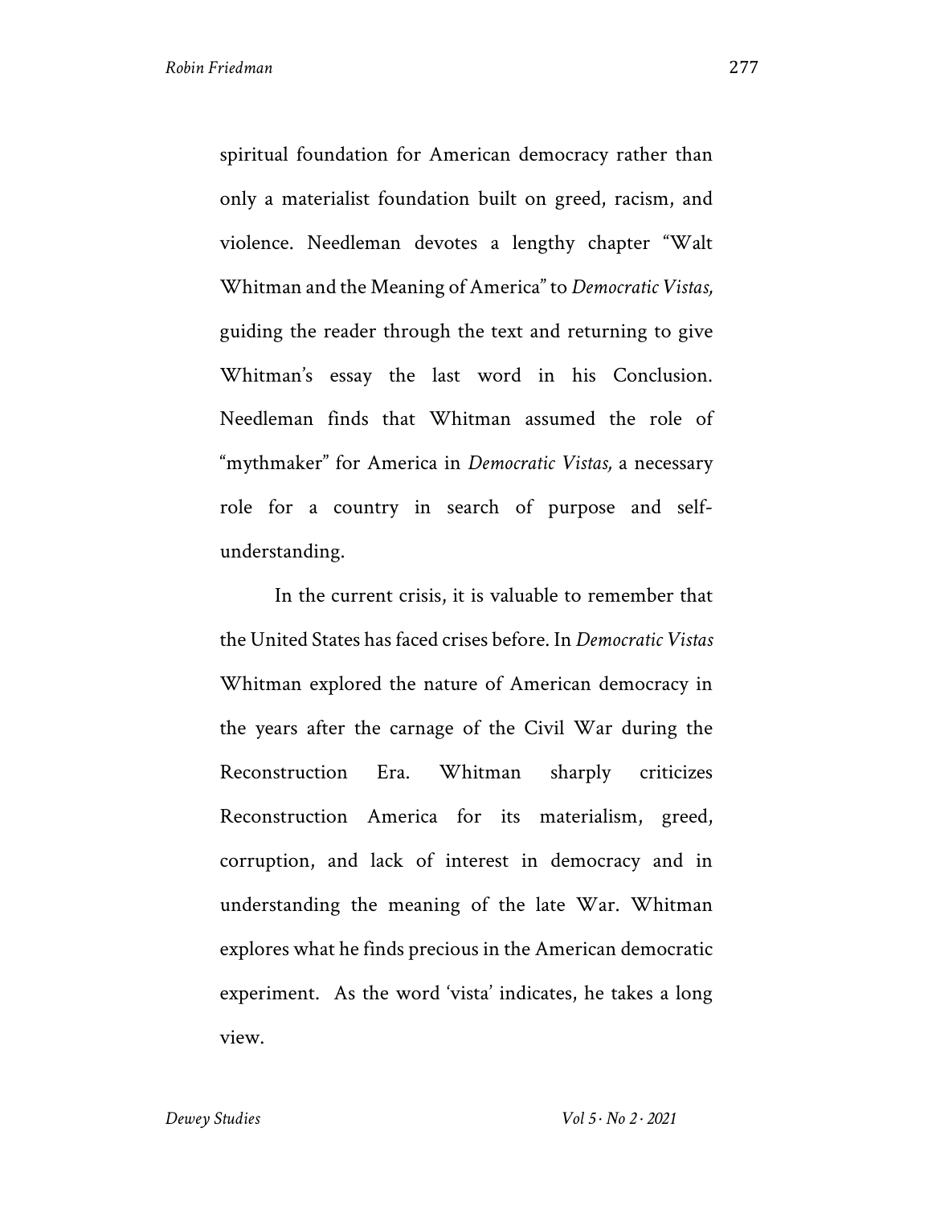spiritual foundation for American democracy rather than only a materialist foundation built on greed, racism, and violence. Needleman devotes a lengthy chapter "Walt Whitman and the Meaning of America" to *Democratic Vistas,* guiding the reader through the text and returning to give Whitman's essay the last word in his Conclusion. Needleman finds that Whitman assumed the role of "mythmaker" for America in *Democratic Vistas,* a necessary role for a country in search of purpose and self-understanding.

In the current crisis, it is valuable to remember that the United States has faced crises before. In *Democratic Vistas* Whitman explored the nature of American democracy in the years after the carnage of the Civil War during the Reconstruction Era. Whitman sharply criticizes Reconstruction America for its materialism, greed, corruption, and lack of interest in democracy and in understanding the meaning of the late War. Whitman explores what he finds precious in the American democratic experiment. As the word 'vista' indicates, he takes a long view.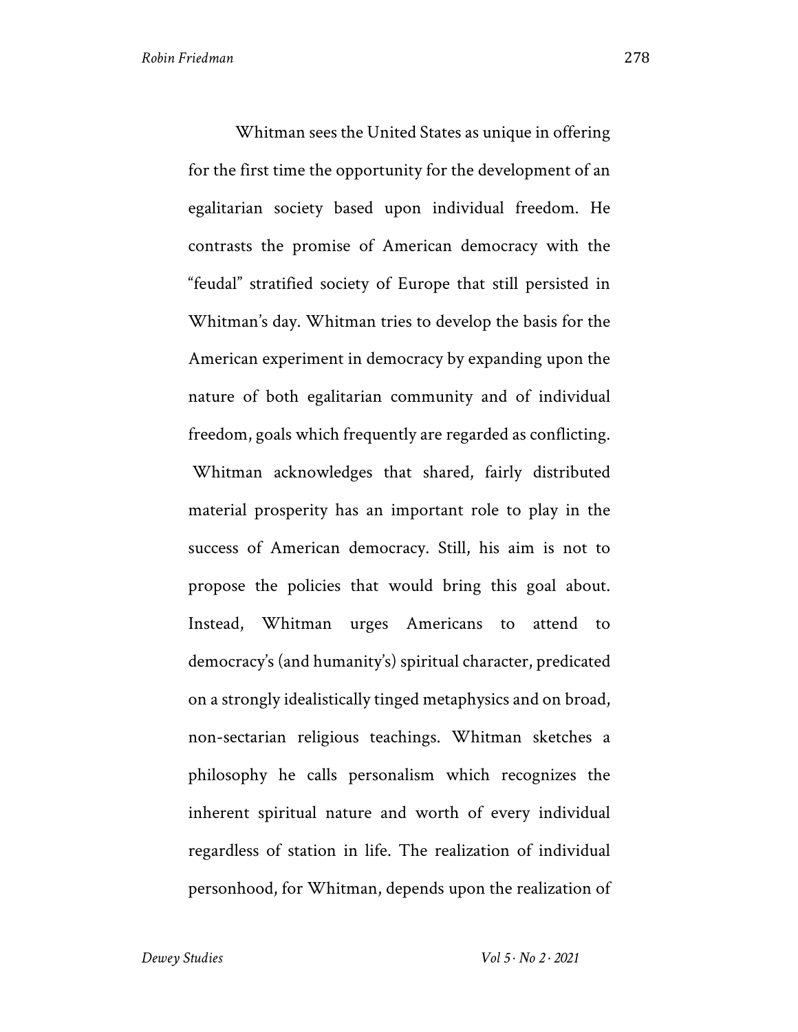Whitman sees the United States as unique in offering for the first time the opportunity for the development of an egalitarian society based upon individual freedom. He contrasts the promise of American democracy with the "feudal" stratified society of Europe that still persisted in Whitman's day. Whitman tries to develop the basis for the American experiment in democracy by expanding upon the nature of both egalitarian community and of individual freedom, goals which frequently are regarded as conflicting. Whitman acknowledges that shared, fairly distributed material prosperity has an important role to play in the success of American democracy. Still, his aim is not to propose the policies that would bring this goal about. Instead, Whitman urges Americans to attend to democracy's (and humanity's) spiritual character, predicated on a strongly idealistically tinged metaphysics and on broad, non-sectarian religious teachings. Whitman sketches a philosophy he calls personalism which recognizes the inherent spiritual nature and worth of every individual regardless of station in life. The realization of individual personhood, for Whitman, depends upon the realization of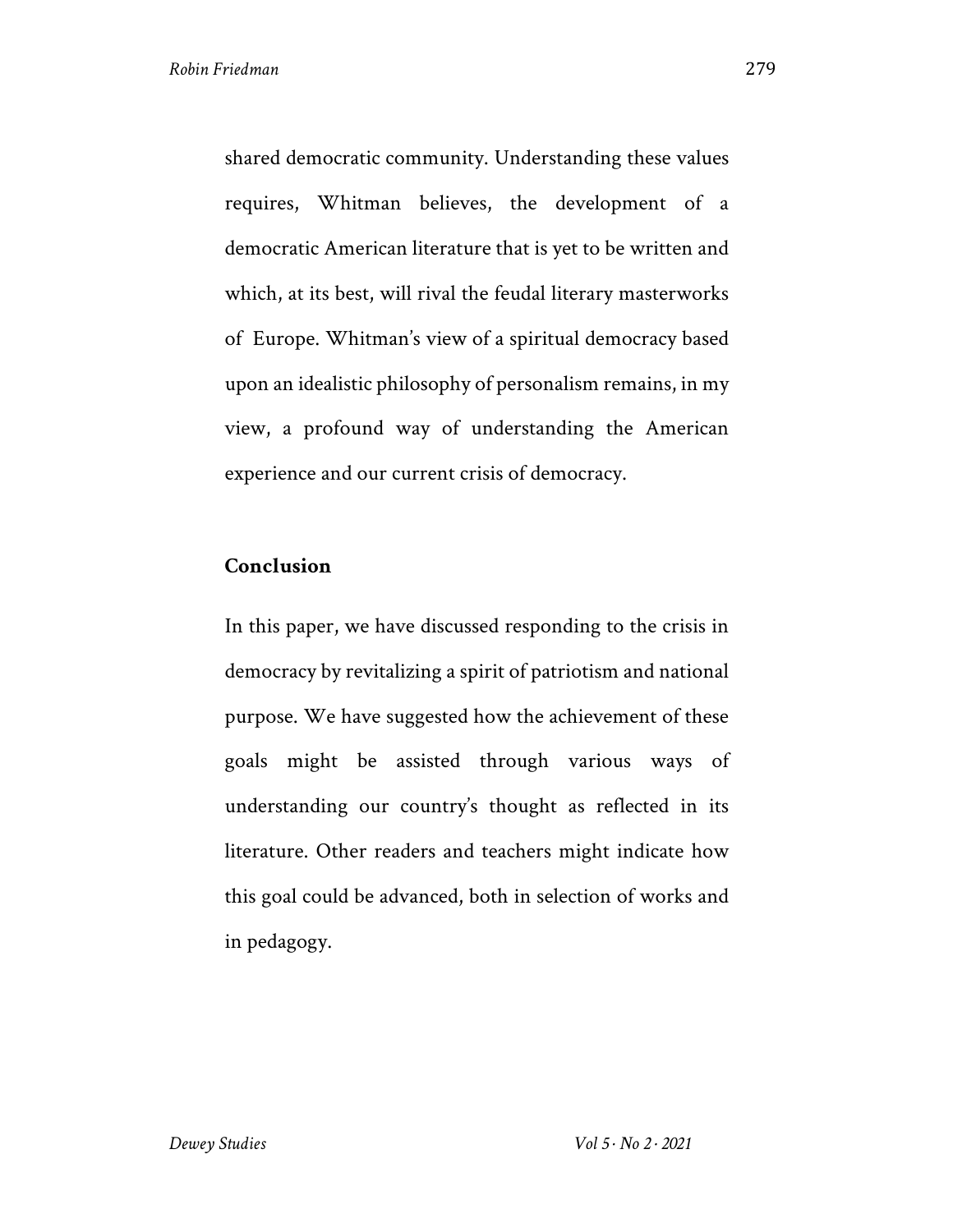shared democratic community. Understanding these values requires, Whitman believes, the development of a democratic American literature that is yet to be written and which, at its best, will rival the feudal literary masterworks of Europe. Whitman's view of a spiritual democracy based upon an idealistic philosophy of personalism remains, in my view, a profound way of understanding the American experience and our current crisis of democracy.

## Conclusion

In this paper, we have discussed responding to the crisis in democracy by revitalizing a spirit of patriotism and national purpose. We have suggested how the achievement of these goals might be assisted through various ways of understanding our country's thought as reflected in its literature. Other readers and teachers might indicate how this goal could be advanced, both in selection of works and in pedagogy.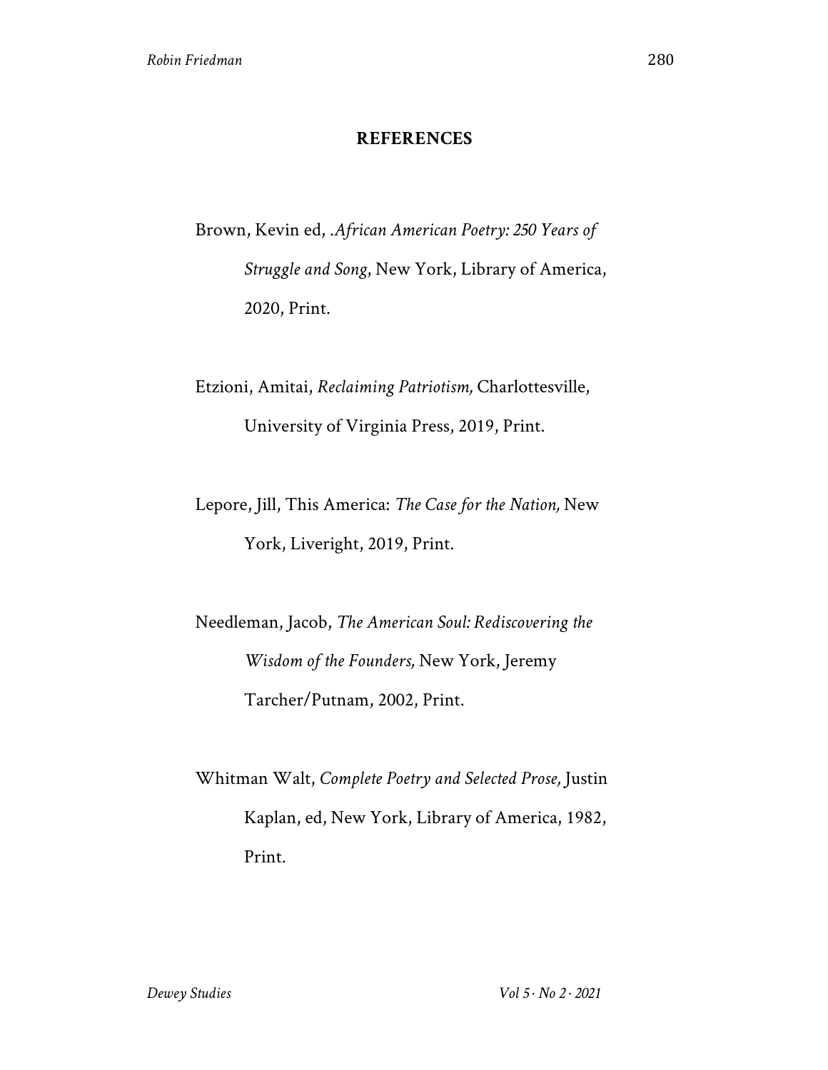## REFERENCES

Brown, Kevin ed, .*African American Poetry: 250 Years of Struggle and Song*, New York, Library of America, 2020, Print.

Etzioni, Amitai, *Reclaiming Patriotism,* Charlottesville, University of Virginia Press, 2019, Print.

Lepore, Jill, This America: *The Case for the Nation,* New York, Liveright, 2019, Print.

Needleman, Jacob, *The American Soul: Rediscovering the Wisdom of the Founders,* New York, Jeremy Tarcher/Putnam, 2002, Print.

Whitman Walt, *Complete Poetry and Selected Prose,* Justin Kaplan, ed, New York, Library of America, 1982, Print.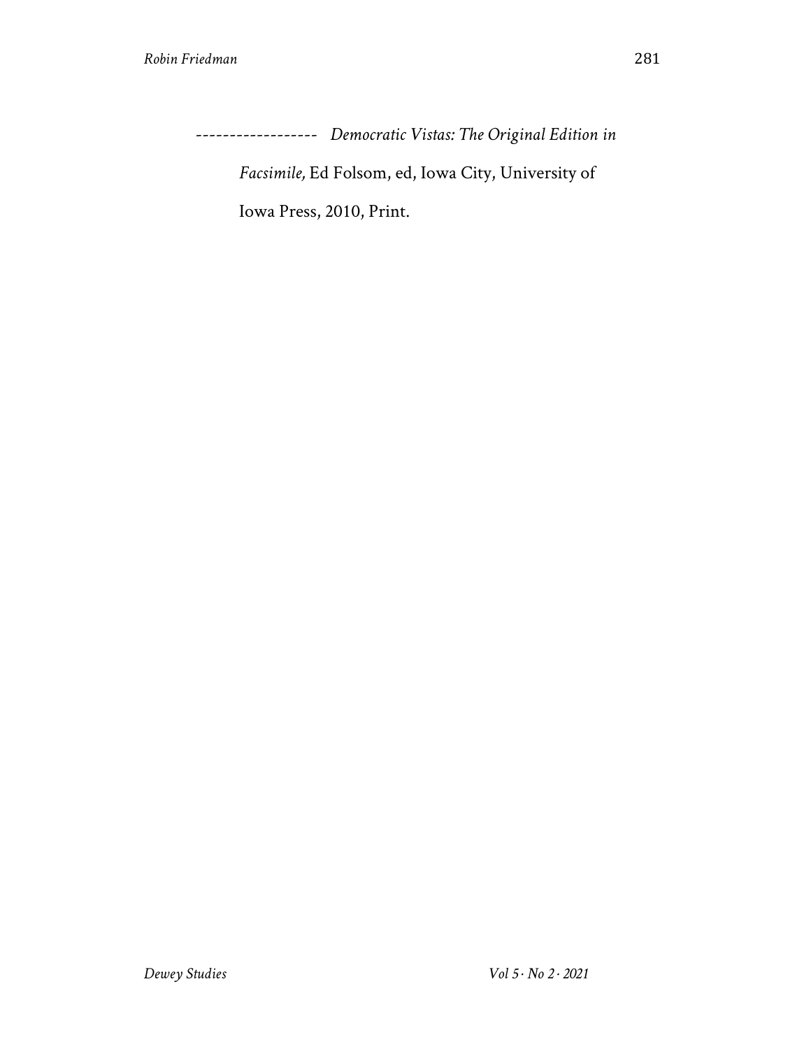------------------ *Democratic Vistas: The Original Edition in Facsimile,* Ed Folsom, ed, Iowa City, University of Iowa Press, 2010, Print.